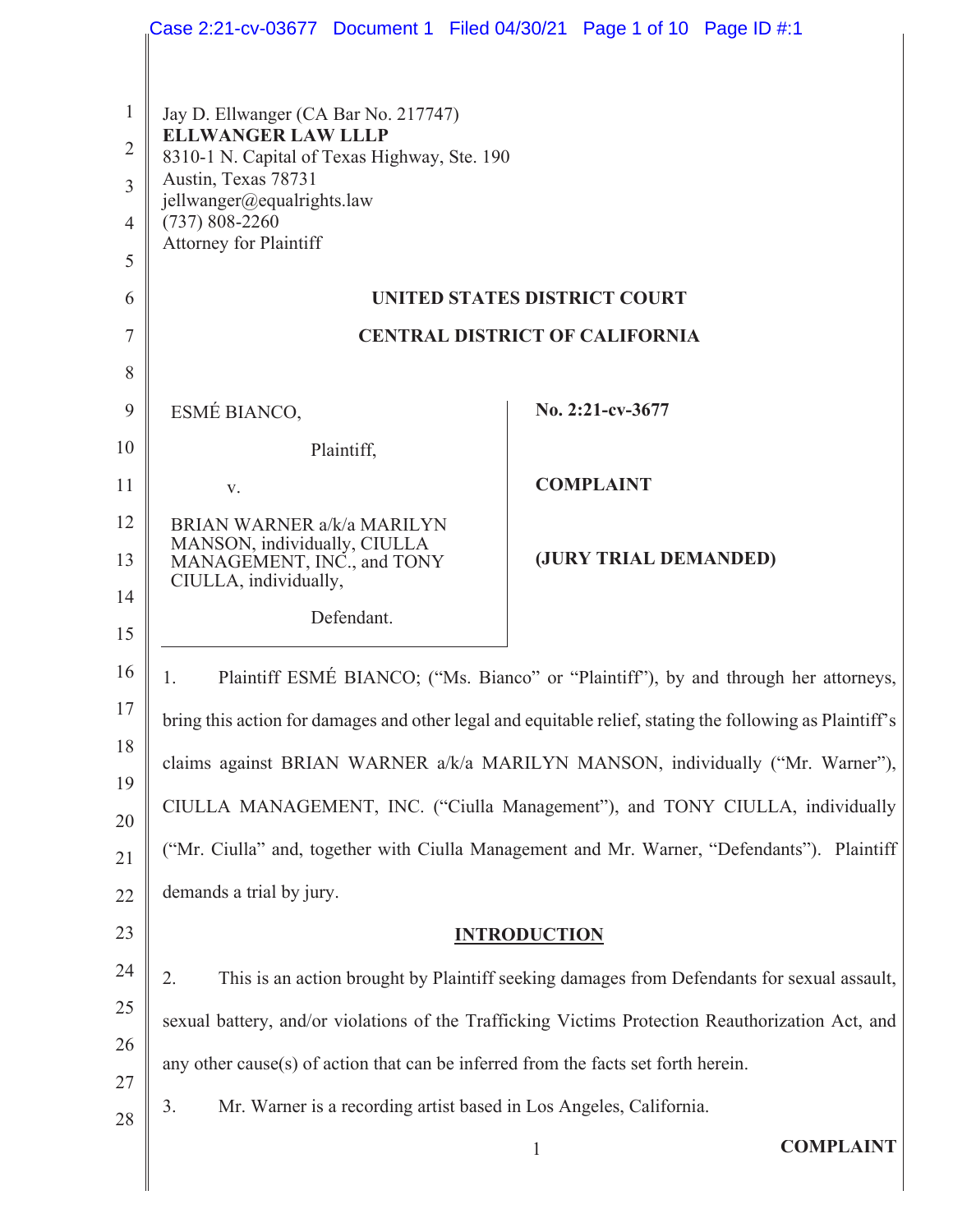Jay D. Ellwanger (CA Bar No. 217747)
**ELLWANGER LAW LLLP**
8310-1 N. Capital of Texas Highway, Ste. 190
Austin, Texas 78731
jellwanger@equalrights.law
(737) 808-2260
Attorney for Plaintiff

**UNITED STATES DISTRICT COURT**

**CENTRAL DISTRICT OF CALIFORNIA**

| | |
|---|---|
| ESMÉ BIANCO,<br><br>Plaintiff,<br><br>v.<br><br>BRIAN WARNER a/k/a MARILYN MANSON, individually, CIULLA MANAGEMENT, INC., and TONY CIULLA, individually,<br><br>Defendant. | **No. 2:21-cv-3677**<br><br>**COMPLAINT**<br><br>**(JURY TRIAL DEMANDED)** |

1. Plaintiff ESMÉ BIANCO; ("Ms. Bianco" or "Plaintiff"), by and through her attorneys, bring this action for damages and other legal and equitable relief, stating the following as Plaintiff's claims against BRIAN WARNER a/k/a MARILYN MANSON, individually ("Mr. Warner"), CIULLA MANAGEMENT, INC. ("Ciulla Management"), and TONY CIULLA, individually ("Mr. Ciulla" and, together with Ciulla Management and Mr. Warner, "Defendants"). Plaintiff demands a trial by jury.

## INTRODUCTION

2. This is an action brought by Plaintiff seeking damages from Defendants for sexual assault, sexual battery, and/or violations of the Trafficking Victims Protection Reauthorization Act, and any other cause(s) of action that can be inferred from the facts set forth herein.

3. Mr. Warner is a recording artist based in Los Angeles, California.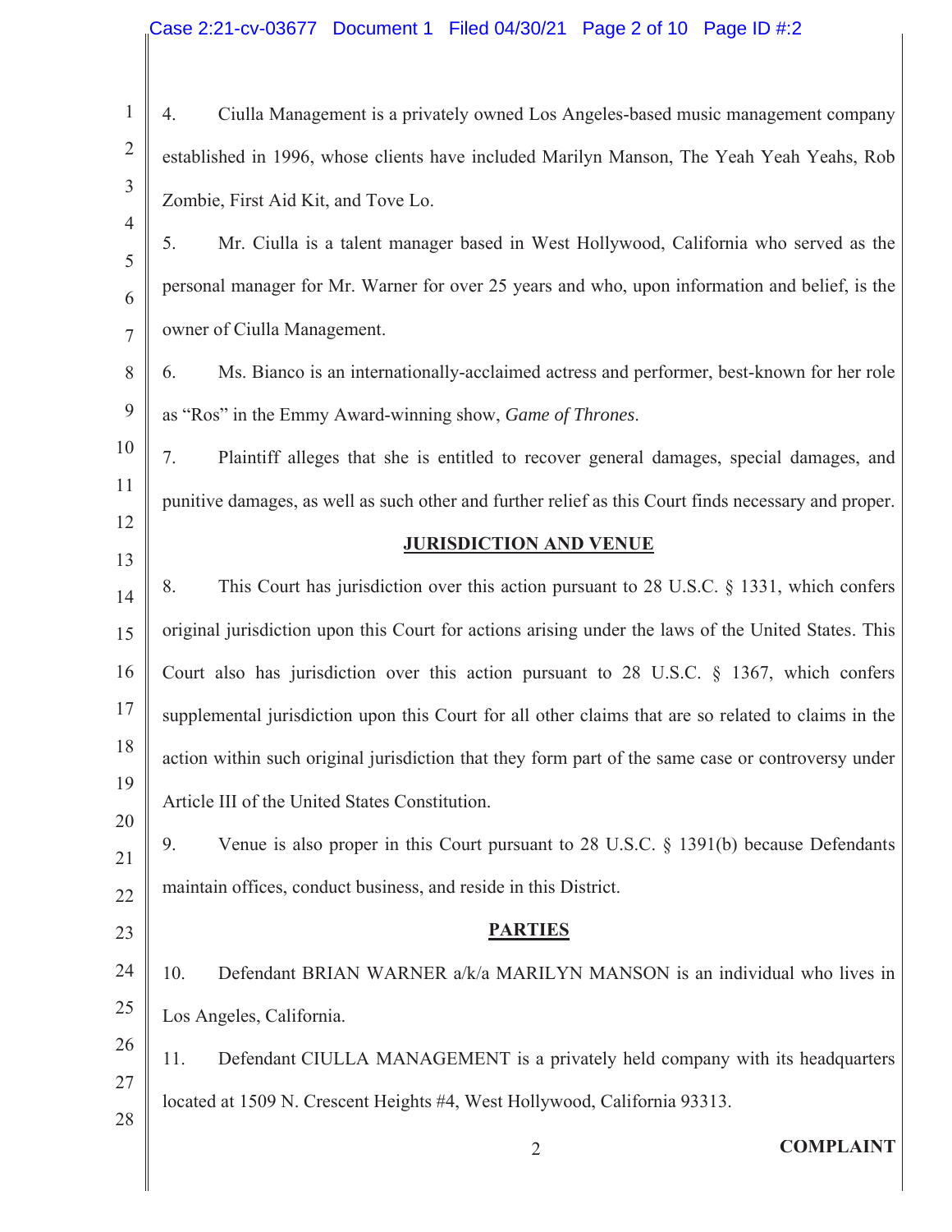4. Ciulla Management is a privately owned Los Angeles-based music management company established in 1996, whose clients have included Marilyn Manson, The Yeah Yeah Yeahs, Rob Zombie, First Aid Kit, and Tove Lo.

5. Mr. Ciulla is a talent manager based in West Hollywood, California who served as the personal manager for Mr. Warner for over 25 years and who, upon information and belief, is the owner of Ciulla Management.

6. Ms. Bianco is an internationally-acclaimed actress and performer, best-known for her role as "Ros" in the Emmy Award-winning show, *Game of Thrones*.

7. Plaintiff alleges that she is entitled to recover general damages, special damages, and punitive damages, as well as such other and further relief as this Court finds necessary and proper.

## JURISDICTION AND VENUE

8. This Court has jurisdiction over this action pursuant to 28 U.S.C. § 1331, which confers original jurisdiction upon this Court for actions arising under the laws of the United States. This Court also has jurisdiction over this action pursuant to 28 U.S.C. § 1367, which confers supplemental jurisdiction upon this Court for all other claims that are so related to claims in the action within such original jurisdiction that they form part of the same case or controversy under Article III of the United States Constitution.

9. Venue is also proper in this Court pursuant to 28 U.S.C. § 1391(b) because Defendants maintain offices, conduct business, and reside in this District.

## PARTIES

10. Defendant BRIAN WARNER a/k/a MARILYN MANSON is an individual who lives in Los Angeles, California.

11. Defendant CIULLA MANAGEMENT is a privately held company with its headquarters located at 1509 N. Crescent Heights #4, West Hollywood, California 93313.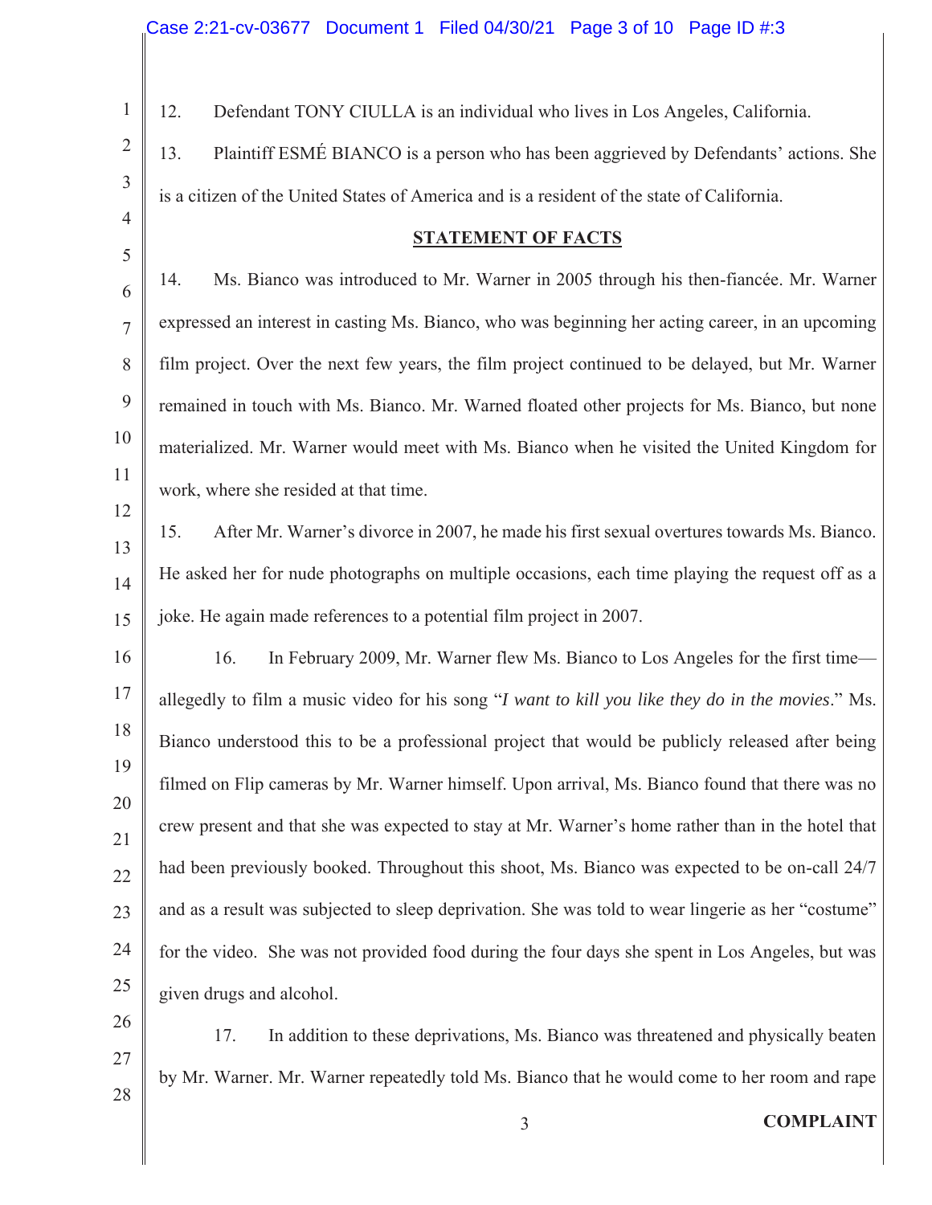12. Defendant TONY CIULLA is an individual who lives in Los Angeles, California.

13. Plaintiff ESMÉ BIANCO is a person who has been aggrieved by Defendants' actions. She is a citizen of the United States of America and is a resident of the state of California.

## STATEMENT OF FACTS

14. Ms. Bianco was introduced to Mr. Warner in 2005 through his then-fiancée. Mr. Warner expressed an interest in casting Ms. Bianco, who was beginning her acting career, in an upcoming film project. Over the next few years, the film project continued to be delayed, but Mr. Warner remained in touch with Ms. Bianco. Mr. Warned floated other projects for Ms. Bianco, but none materialized. Mr. Warner would meet with Ms. Bianco when he visited the United Kingdom for work, where she resided at that time.

15. After Mr. Warner's divorce in 2007, he made his first sexual overtures towards Ms. Bianco. He asked her for nude photographs on multiple occasions, each time playing the request off as a joke. He again made references to a potential film project in 2007.

16. In February 2009, Mr. Warner flew Ms. Bianco to Los Angeles for the first time—allegedly to film a music video for his song "*I want to kill you like they do in the movies*." Ms. Bianco understood this to be a professional project that would be publicly released after being filmed on Flip cameras by Mr. Warner himself. Upon arrival, Ms. Bianco found that there was no crew present and that she was expected to stay at Mr. Warner's home rather than in the hotel that had been previously booked. Throughout this shoot, Ms. Bianco was expected to be on-call 24/7 and as a result was subjected to sleep deprivation. She was told to wear lingerie as her "costume" for the video. She was not provided food during the four days she spent in Los Angeles, but was given drugs and alcohol.

17. In addition to these deprivations, Ms. Bianco was threatened and physically beaten by Mr. Warner. Mr. Warner repeatedly told Ms. Bianco that he would come to her room and rape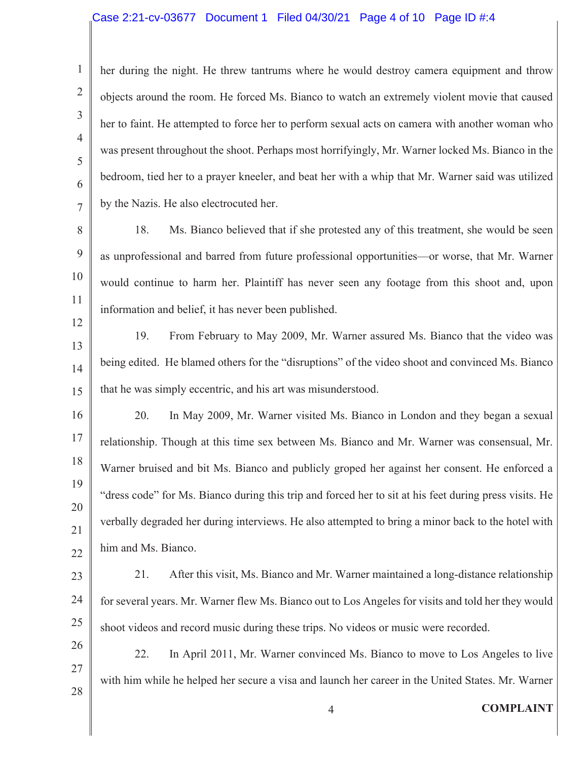her during the night. He threw tantrums where he would destroy camera equipment and throw objects around the room. He forced Ms. Bianco to watch an extremely violent movie that caused her to faint. He attempted to force her to perform sexual acts on camera with another woman who was present throughout the shoot. Perhaps most horrifyingly, Mr. Warner locked Ms. Bianco in the bedroom, tied her to a prayer kneeler, and beat her with a whip that Mr. Warner said was utilized by the Nazis. He also electrocuted her.

18. Ms. Bianco believed that if she protested any of this treatment, she would be seen as unprofessional and barred from future professional opportunities—or worse, that Mr. Warner would continue to harm her. Plaintiff has never seen any footage from this shoot and, upon information and belief, it has never been published.

19. From February to May 2009, Mr. Warner assured Ms. Bianco that the video was being edited. He blamed others for the "disruptions" of the video shoot and convinced Ms. Bianco that he was simply eccentric, and his art was misunderstood.

20. In May 2009, Mr. Warner visited Ms. Bianco in London and they began a sexual relationship. Though at this time sex between Ms. Bianco and Mr. Warner was consensual, Mr. Warner bruised and bit Ms. Bianco and publicly groped her against her consent. He enforced a "dress code" for Ms. Bianco during this trip and forced her to sit at his feet during press visits. He verbally degraded her during interviews. He also attempted to bring a minor back to the hotel with him and Ms. Bianco.

21. After this visit, Ms. Bianco and Mr. Warner maintained a long-distance relationship for several years. Mr. Warner flew Ms. Bianco out to Los Angeles for visits and told her they would shoot videos and record music during these trips. No videos or music were recorded.

22. In April 2011, Mr. Warner convinced Ms. Bianco to move to Los Angeles to live with him while he helped her secure a visa and launch her career in the United States. Mr. Warner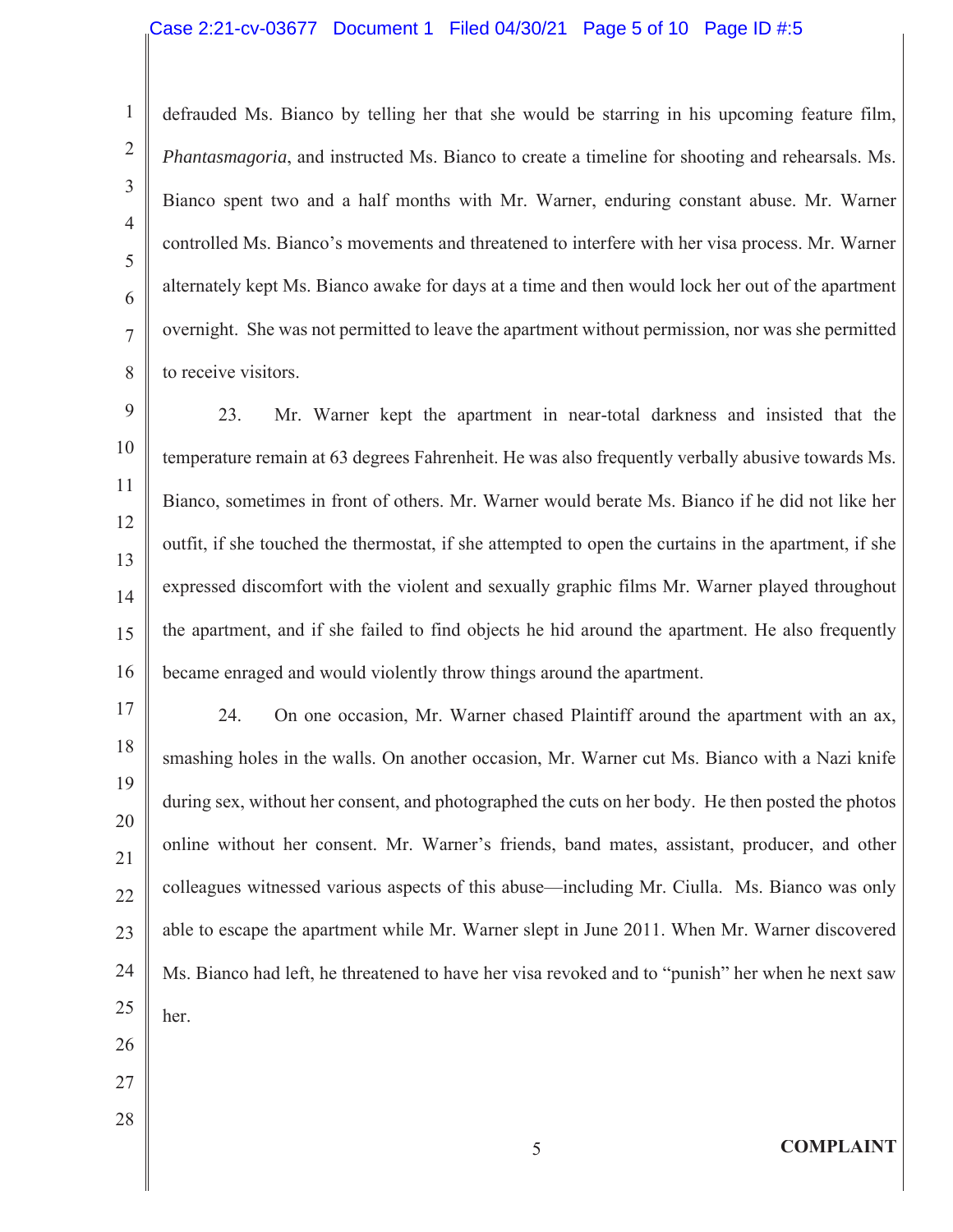defrauded Ms. Bianco by telling her that she would be starring in his upcoming feature film, *Phantasmagoria*, and instructed Ms. Bianco to create a timeline for shooting and rehearsals. Ms. Bianco spent two and a half months with Mr. Warner, enduring constant abuse. Mr. Warner controlled Ms. Bianco's movements and threatened to interfere with her visa process. Mr. Warner alternately kept Ms. Bianco awake for days at a time and then would lock her out of the apartment overnight. She was not permitted to leave the apartment without permission, nor was she permitted to receive visitors.

23. Mr. Warner kept the apartment in near-total darkness and insisted that the temperature remain at 63 degrees Fahrenheit. He was also frequently verbally abusive towards Ms. Bianco, sometimes in front of others. Mr. Warner would berate Ms. Bianco if he did not like her outfit, if she touched the thermostat, if she attempted to open the curtains in the apartment, if she expressed discomfort with the violent and sexually graphic films Mr. Warner played throughout the apartment, and if she failed to find objects he hid around the apartment. He also frequently became enraged and would violently throw things around the apartment.

24. On one occasion, Mr. Warner chased Plaintiff around the apartment with an ax, smashing holes in the walls. On another occasion, Mr. Warner cut Ms. Bianco with a Nazi knife during sex, without her consent, and photographed the cuts on her body. He then posted the photos online without her consent. Mr. Warner's friends, band mates, assistant, producer, and other colleagues witnessed various aspects of this abuse—including Mr. Ciulla. Ms. Bianco was only able to escape the apartment while Mr. Warner slept in June 2011. When Mr. Warner discovered Ms. Bianco had left, he threatened to have her visa revoked and to "punish" her when he next saw her.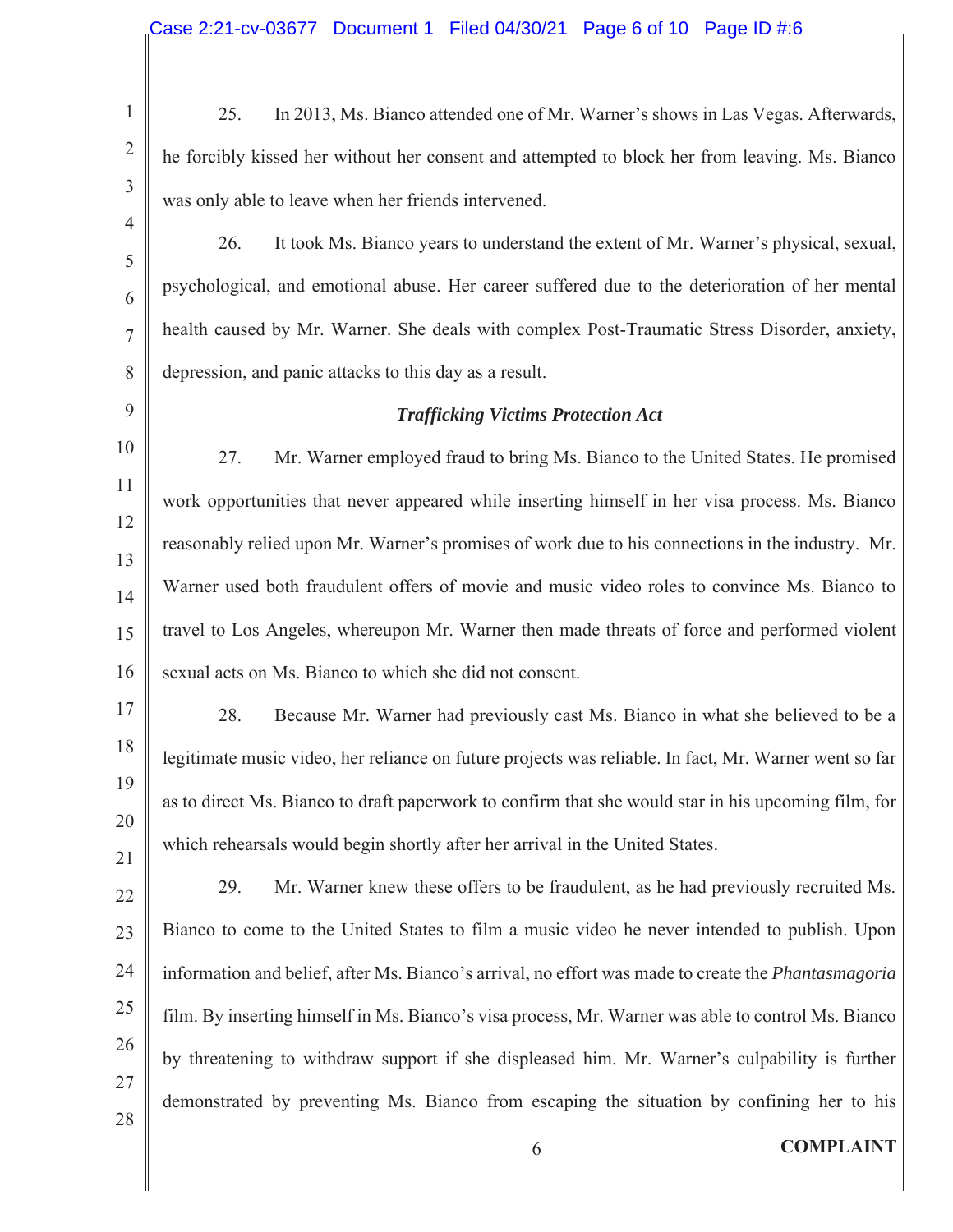25. In 2013, Ms. Bianco attended one of Mr. Warner's shows in Las Vegas. Afterwards, he forcibly kissed her without her consent and attempted to block her from leaving. Ms. Bianco was only able to leave when her friends intervened.

26. It took Ms. Bianco years to understand the extent of Mr. Warner's physical, sexual, psychological, and emotional abuse. Her career suffered due to the deterioration of her mental health caused by Mr. Warner. She deals with complex Post-Traumatic Stress Disorder, anxiety, depression, and panic attacks to this day as a result.

***Trafficking Victims Protection Act***

27. Mr. Warner employed fraud to bring Ms. Bianco to the United States. He promised work opportunities that never appeared while inserting himself in her visa process. Ms. Bianco reasonably relied upon Mr. Warner's promises of work due to his connections in the industry. Mr. Warner used both fraudulent offers of movie and music video roles to convince Ms. Bianco to travel to Los Angeles, whereupon Mr. Warner then made threats of force and performed violent sexual acts on Ms. Bianco to which she did not consent.

28. Because Mr. Warner had previously cast Ms. Bianco in what she believed to be a legitimate music video, her reliance on future projects was reliable. In fact, Mr. Warner went so far as to direct Ms. Bianco to draft paperwork to confirm that she would star in his upcoming film, for which rehearsals would begin shortly after her arrival in the United States.

29. Mr. Warner knew these offers to be fraudulent, as he had previously recruited Ms. Bianco to come to the United States to film a music video he never intended to publish. Upon information and belief, after Ms. Bianco's arrival, no effort was made to create the *Phantasmagoria* film. By inserting himself in Ms. Bianco's visa process, Mr. Warner was able to control Ms. Bianco by threatening to withdraw support if she displeased him. Mr. Warner's culpability is further demonstrated by preventing Ms. Bianco from escaping the situation by confining her to his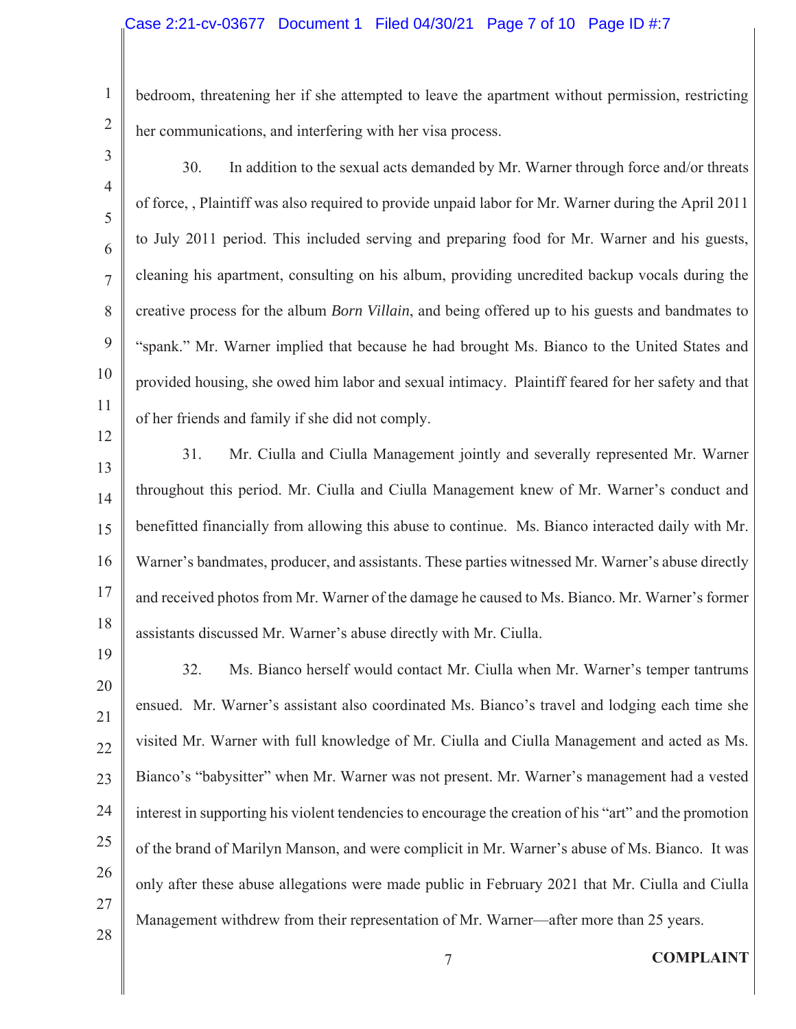bedroom, threatening her if she attempted to leave the apartment without permission, restricting her communications, and interfering with her visa process.

30. In addition to the sexual acts demanded by Mr. Warner through force and/or threats of force, , Plaintiff was also required to provide unpaid labor for Mr. Warner during the April 2011 to July 2011 period. This included serving and preparing food for Mr. Warner and his guests, cleaning his apartment, consulting on his album, providing uncredited backup vocals during the creative process for the album *Born Villain*, and being offered up to his guests and bandmates to "spank." Mr. Warner implied that because he had brought Ms. Bianco to the United States and provided housing, she owed him labor and sexual intimacy. Plaintiff feared for her safety and that of her friends and family if she did not comply.

31. Mr. Ciulla and Ciulla Management jointly and severally represented Mr. Warner throughout this period. Mr. Ciulla and Ciulla Management knew of Mr. Warner's conduct and benefitted financially from allowing this abuse to continue. Ms. Bianco interacted daily with Mr. Warner's bandmates, producer, and assistants. These parties witnessed Mr. Warner's abuse directly and received photos from Mr. Warner of the damage he caused to Ms. Bianco. Mr. Warner's former assistants discussed Mr. Warner's abuse directly with Mr. Ciulla.

32. Ms. Bianco herself would contact Mr. Ciulla when Mr. Warner's temper tantrums ensued. Mr. Warner's assistant also coordinated Ms. Bianco's travel and lodging each time she visited Mr. Warner with full knowledge of Mr. Ciulla and Ciulla Management and acted as Ms. Bianco's "babysitter" when Mr. Warner was not present. Mr. Warner's management had a vested interest in supporting his violent tendencies to encourage the creation of his "art" and the promotion of the brand of Marilyn Manson, and were complicit in Mr. Warner's abuse of Ms. Bianco. It was only after these abuse allegations were made public in February 2021 that Mr. Ciulla and Ciulla Management withdrew from their representation of Mr. Warner—after more than 25 years.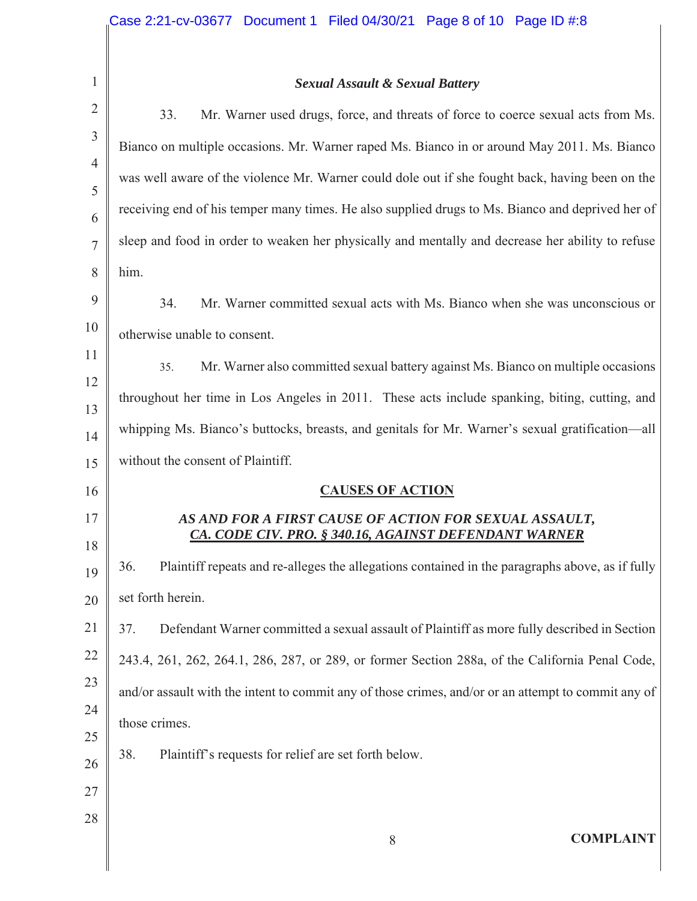***Sexual Assault & Sexual Battery***

33. Mr. Warner used drugs, force, and threats of force to coerce sexual acts from Ms. Bianco on multiple occasions. Mr. Warner raped Ms. Bianco in or around May 2011. Ms. Bianco was well aware of the violence Mr. Warner could dole out if she fought back, having been on the receiving end of his temper many times. He also supplied drugs to Ms. Bianco and deprived her of sleep and food in order to weaken her physically and mentally and decrease her ability to refuse him.

34. Mr. Warner committed sexual acts with Ms. Bianco when she was unconscious or otherwise unable to consent.

35. Mr. Warner also committed sexual battery against Ms. Bianco on multiple occasions throughout her time in Los Angeles in 2011. These acts include spanking, biting, cutting, and whipping Ms. Bianco's buttocks, breasts, and genitals for Mr. Warner's sexual gratification—all without the consent of Plaintiff.

## CAUSES OF ACTION

***AS AND FOR A FIRST CAUSE OF ACTION FOR SEXUAL ASSAULT, CA. CODE CIV. PRO. § 340.16, AGAINST DEFENDANT WARNER***

36. Plaintiff repeats and re-alleges the allegations contained in the paragraphs above, as if fully set forth herein.

37. Defendant Warner committed a sexual assault of Plaintiff as more fully described in Section 243.4, 261, 262, 264.1, 286, 287, or 289, or former Section 288a, of the California Penal Code, and/or assault with the intent to commit any of those crimes, and/or or an attempt to commit any of those crimes.

38. Plaintiff's requests for relief are set forth below.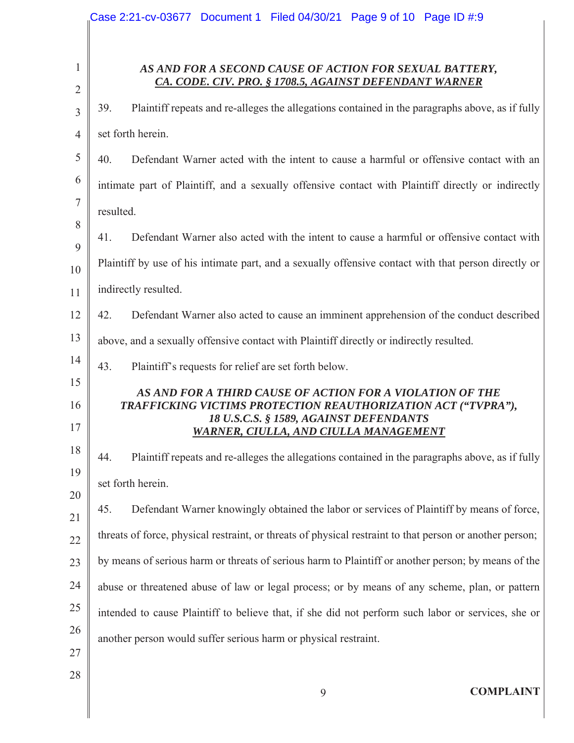***AS AND FOR A SECOND CAUSE OF ACTION FOR SEXUAL BATTERY,***
***<u>CA. CODE. CIV. PRO. § 1708.5, AGAINST DEFENDANT WARNER</u>***

39. Plaintiff repeats and re-alleges the allegations contained in the paragraphs above, as if fully set forth herein.

40. Defendant Warner acted with the intent to cause a harmful or offensive contact with an intimate part of Plaintiff, and a sexually offensive contact with Plaintiff directly or indirectly resulted.

41. Defendant Warner also acted with the intent to cause a harmful or offensive contact with Plaintiff by use of his intimate part, and a sexually offensive contact with that person directly or indirectly resulted.

42. Defendant Warner also acted to cause an imminent apprehension of the conduct described above, and a sexually offensive contact with Plaintiff directly or indirectly resulted.

43. Plaintiff's requests for relief are set forth below.

***AS AND FOR A THIRD CAUSE OF ACTION FOR A VIOLATION OF THE TRAFFICKING VICTIMS PROTECTION REAUTHORIZATION ACT ("TVPRA"), 18 U.S.C.S. § 1589, AGAINST DEFENDANTS***
***<u>WARNER, CIULLA, AND CIULLA MANAGEMENT</u>***

44. Plaintiff repeats and re-alleges the allegations contained in the paragraphs above, as if fully set forth herein.

45. Defendant Warner knowingly obtained the labor or services of Plaintiff by means of force, threats of force, physical restraint, or threats of physical restraint to that person or another person; by means of serious harm or threats of serious harm to Plaintiff or another person; by means of the abuse or threatened abuse of law or legal process; or by means of any scheme, plan, or pattern intended to cause Plaintiff to believe that, if she did not perform such labor or services, she or another person would suffer serious harm or physical restraint.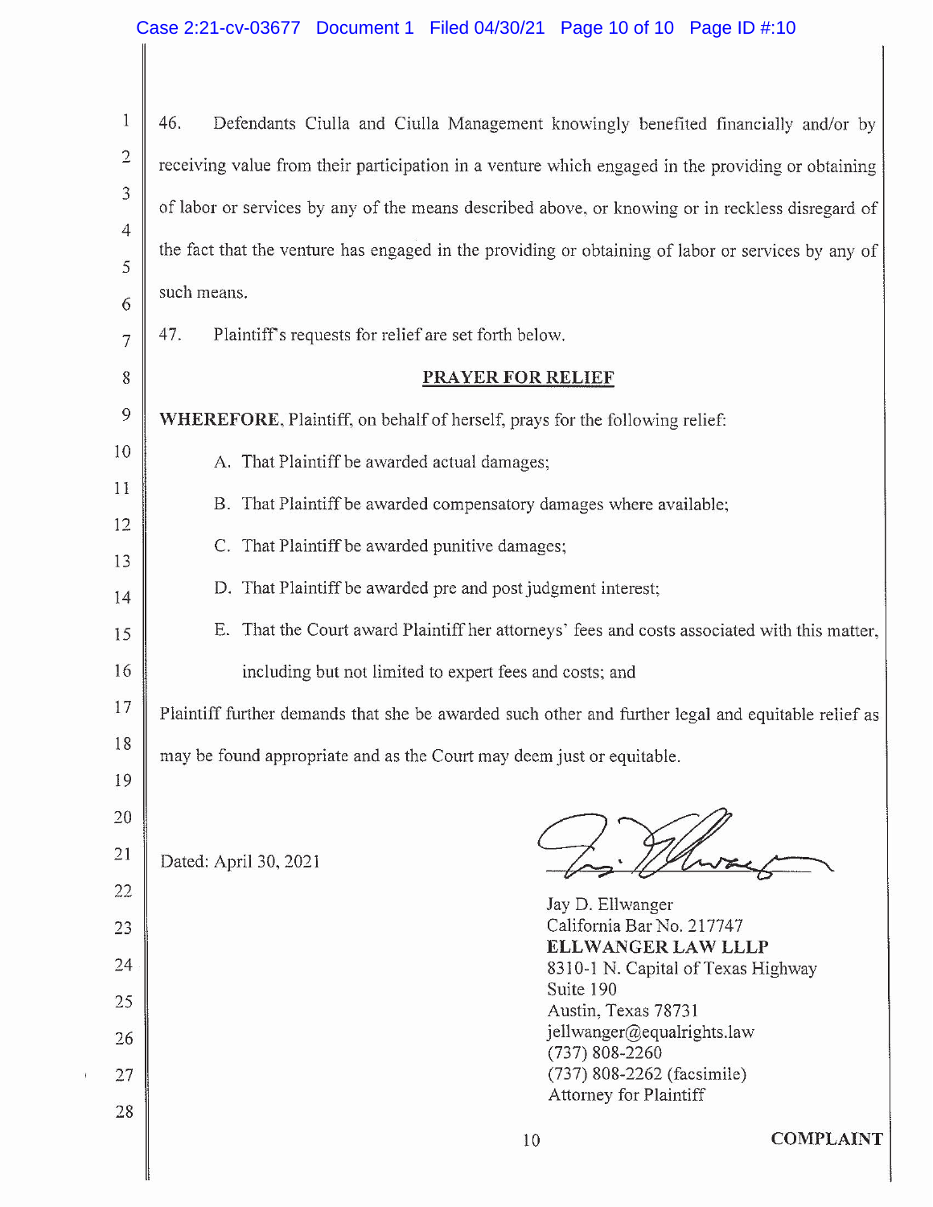46. Defendants Ciulla and Ciulla Management knowingly benefited financially and/or by receiving value from their participation in a venture which engaged in the providing or obtaining of labor or services by any of the means described above, or knowing or in reckless disregard of the fact that the venture has engaged in the providing or obtaining of labor or services by any of such means.

47. Plaintiff's requests for relief are set forth below.

## PRAYER FOR RELIEF

**WHEREFORE**, Plaintiff, on behalf of herself, prays for the following relief:

A. That Plaintiff be awarded actual damages;

B. That Plaintiff be awarded compensatory damages where available;

C. That Plaintiff be awarded punitive damages;

D. That Plaintiff be awarded pre and post judgment interest;

E. That the Court award Plaintiff her attorneys' fees and costs associated with this matter, including but not limited to expert fees and costs; and

Plaintiff further demands that she be awarded such other and further legal and equitable relief as may be found appropriate and as the Court may deem just or equitable.

Dated: April 30, 2021

Jay D. Ellwanger
California Bar No. 217747
**ELLWANGER LAW LLLP**
8310-1 N. Capital of Texas Highway
Suite 190
Austin, Texas 78731
jellwanger@equalrights.law
(737) 808-2260
(737) 808-2262 (facsimile)
Attorney for Plaintiff

**COMPLAINT**